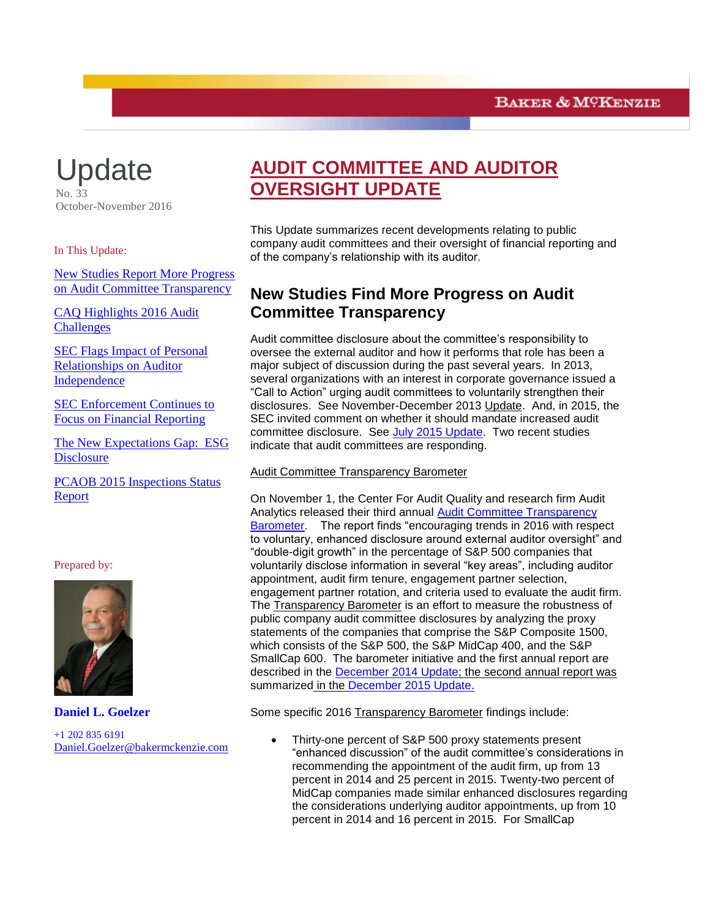# Update

No. 33
October-November 2016

In This Update:

New Studies Report More Progress on Audit Committee Transparency

CAQ Highlights 2016 Audit Challenges

SEC Flags Impact of Personal Relationships on Auditor Independence

SEC Enforcement Continues to Focus on Financial Reporting

The New Expectations Gap: ESG Disclosure

PCAOB 2015 Inspections Status Report

Prepared by:

**Daniel L. Goelzer**

+1 202 835 6191
Daniel.Goelzer@bakermckenzie.com

# AUDIT COMMITTEE AND AUDITOR OVERSIGHT UPDATE

This Update summarizes recent developments relating to public company audit committees and their oversight of financial reporting and of the company's relationship with its auditor.

## New Studies Find More Progress on Audit Committee Transparency

Audit committee disclosure about the committee's responsibility to oversee the external auditor and how it performs that role has been a major subject of discussion during the past several years. In 2013, several organizations with an interest in corporate governance issued a "Call to Action" urging audit committees to voluntarily strengthen their disclosures. See November-December 2013 Update. And, in 2015, the SEC invited comment on whether it should mandate increased audit committee disclosure. See July 2015 Update. Two recent studies indicate that audit committees are responding.

Audit Committee Transparency Barometer

On November 1, the Center For Audit Quality and research firm Audit Analytics released their third annual Audit Committee Transparency Barometer. The report finds "encouraging trends in 2016 with respect to voluntary, enhanced disclosure around external auditor oversight" and "double-digit growth" in the percentage of S&P 500 companies that voluntarily disclose information in several "key areas", including auditor appointment, audit firm tenure, engagement partner selection, engagement partner rotation, and criteria used to evaluate the audit firm. The Transparency Barometer is an effort to measure the robustness of public company audit committee disclosures by analyzing the proxy statements of the companies that comprise the S&P Composite 1500, which consists of the S&P 500, the S&P MidCap 400, and the S&P SmallCap 600. The barometer initiative and the first annual report are described in the December 2014 Update; the second annual report was summarized in the December 2015 Update.

Some specific 2016 Transparency Barometer findings include:

- Thirty-one percent of S&P 500 proxy statements present "enhanced discussion" of the audit committee's considerations in recommending the appointment of the audit firm, up from 13 percent in 2014 and 25 percent in 2015. Twenty-two percent of MidCap companies made similar enhanced disclosures regarding the considerations underlying auditor appointments, up from 10 percent in 2014 and 16 percent in 2015. For SmallCap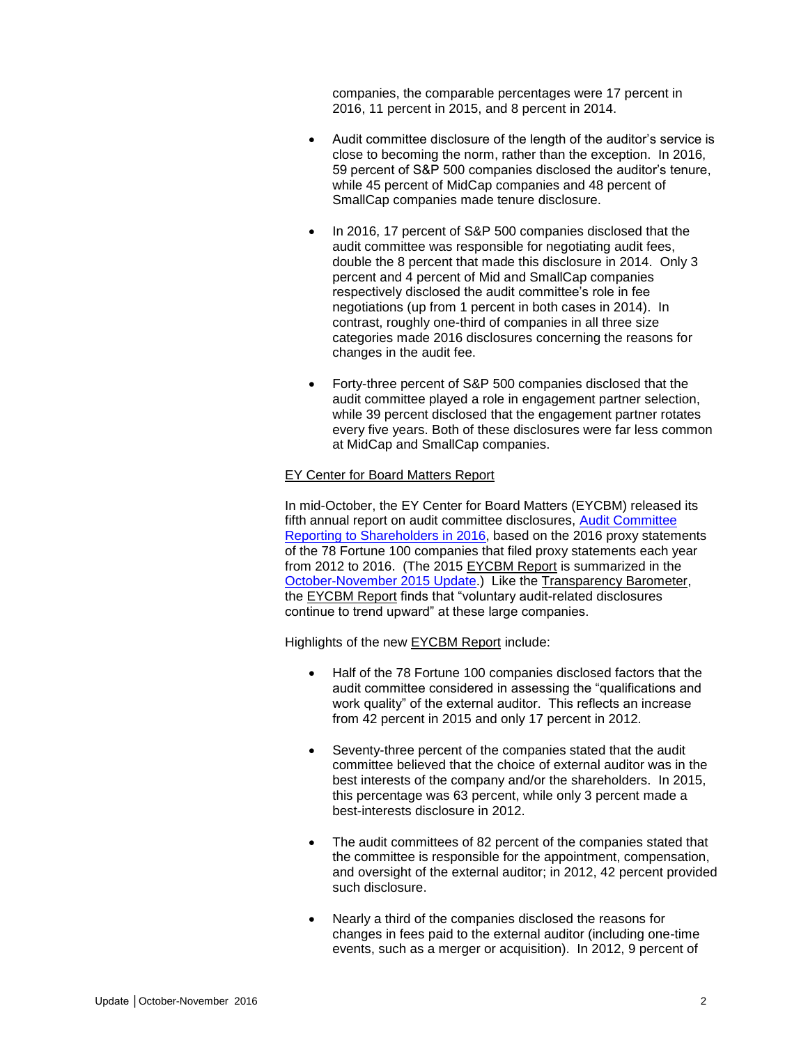companies, the comparable percentages were 17 percent in 2016, 11 percent in 2015, and 8 percent in 2014.

- Audit committee disclosure of the length of the auditor's service is close to becoming the norm, rather than the exception. In 2016, 59 percent of S&P 500 companies disclosed the auditor's tenure, while 45 percent of MidCap companies and 48 percent of SmallCap companies made tenure disclosure.

- In 2016, 17 percent of S&P 500 companies disclosed that the audit committee was responsible for negotiating audit fees, double the 8 percent that made this disclosure in 2014. Only 3 percent and 4 percent of Mid and SmallCap companies respectively disclosed the audit committee's role in fee negotiations (up from 1 percent in both cases in 2014). In contrast, roughly one-third of companies in all three size categories made 2016 disclosures concerning the reasons for changes in the audit fee.

- Forty-three percent of S&P 500 companies disclosed that the audit committee played a role in engagement partner selection, while 39 percent disclosed that the engagement partner rotates every five years. Both of these disclosures were far less common at MidCap and SmallCap companies.

EY Center for Board Matters Report

In mid-October, the EY Center for Board Matters (EYCBM) released its fifth annual report on audit committee disclosures, Audit Committee Reporting to Shareholders in 2016, based on the 2016 proxy statements of the 78 Fortune 100 companies that filed proxy statements each year from 2012 to 2016. (The 2015 EYCBM Report is summarized in the October-November 2015 Update.) Like the Transparency Barometer, the EYCBM Report finds that "voluntary audit-related disclosures continue to trend upward" at these large companies.

Highlights of the new EYCBM Report include:

- Half of the 78 Fortune 100 companies disclosed factors that the audit committee considered in assessing the "qualifications and work quality" of the external auditor. This reflects an increase from 42 percent in 2015 and only 17 percent in 2012.

- Seventy-three percent of the companies stated that the audit committee believed that the choice of external auditor was in the best interests of the company and/or the shareholders. In 2015, this percentage was 63 percent, while only 3 percent made a best-interests disclosure in 2012.

- The audit committees of 82 percent of the companies stated that the committee is responsible for the appointment, compensation, and oversight of the external auditor; in 2012, 42 percent provided such disclosure.

- Nearly a third of the companies disclosed the reasons for changes in fees paid to the external auditor (including one-time events, such as a merger or acquisition). In 2012, 9 percent of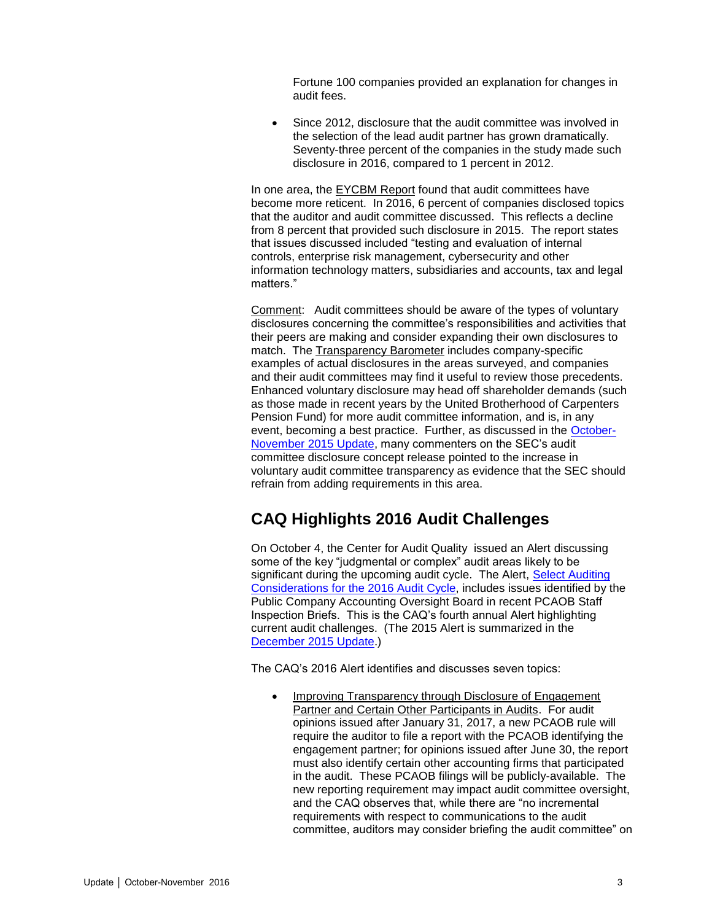Fortune 100 companies provided an explanation for changes in audit fees.

- Since 2012, disclosure that the audit committee was involved in the selection of the lead audit partner has grown dramatically. Seventy-three percent of the companies in the study made such disclosure in 2016, compared to 1 percent in 2012.

In one area, the EYCBM Report found that audit committees have become more reticent. In 2016, 6 percent of companies disclosed topics that the auditor and audit committee discussed. This reflects a decline from 8 percent that provided such disclosure in 2015. The report states that issues discussed included "testing and evaluation of internal controls, enterprise risk management, cybersecurity and other information technology matters, subsidiaries and accounts, tax and legal matters."

Comment: Audit committees should be aware of the types of voluntary disclosures concerning the committee's responsibilities and activities that their peers are making and consider expanding their own disclosures to match. The Transparency Barometer includes company-specific examples of actual disclosures in the areas surveyed, and companies and their audit committees may find it useful to review those precedents. Enhanced voluntary disclosure may head off shareholder demands (such as those made in recent years by the United Brotherhood of Carpenters Pension Fund) for more audit committee information, and is, in any event, becoming a best practice. Further, as discussed in the October-November 2015 Update, many commenters on the SEC's audit committee disclosure concept release pointed to the increase in voluntary audit committee transparency as evidence that the SEC should refrain from adding requirements in this area.

## CAQ Highlights 2016 Audit Challenges

On October 4, the Center for Audit Quality issued an Alert discussing some of the key "judgmental or complex" audit areas likely to be significant during the upcoming audit cycle. The Alert, Select Auditing Considerations for the 2016 Audit Cycle, includes issues identified by the Public Company Accounting Oversight Board in recent PCAOB Staff Inspection Briefs. This is the CAQ's fourth annual Alert highlighting current audit challenges. (The 2015 Alert is summarized in the December 2015 Update.)

The CAQ's 2016 Alert identifies and discusses seven topics:

- Improving Transparency through Disclosure of Engagement Partner and Certain Other Participants in Audits. For audit opinions issued after January 31, 2017, a new PCAOB rule will require the auditor to file a report with the PCAOB identifying the engagement partner; for opinions issued after June 30, the report must also identify certain other accounting firms that participated in the audit. These PCAOB filings will be publicly-available. The new reporting requirement may impact audit committee oversight, and the CAQ observes that, while there are "no incremental requirements with respect to communications to the audit committee, auditors may consider briefing the audit committee" on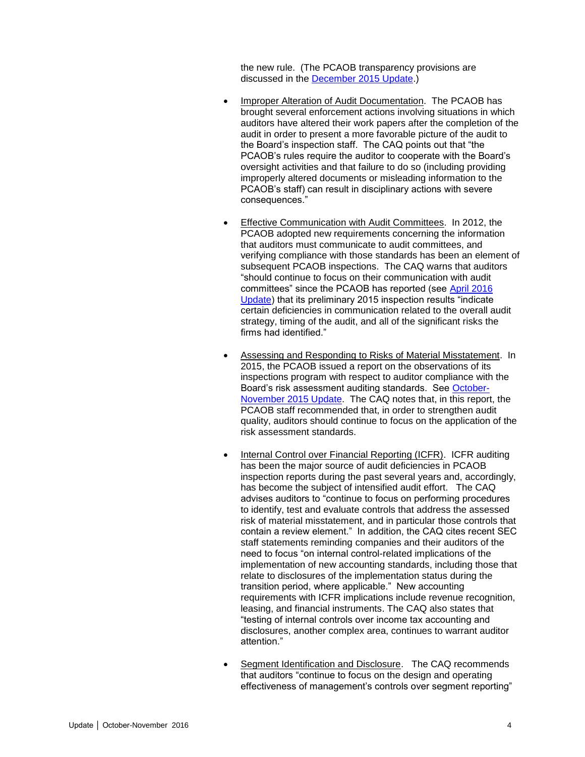the new rule. (The PCAOB transparency provisions are discussed in the December 2015 Update.)

- Improper Alteration of Audit Documentation. The PCAOB has brought several enforcement actions involving situations in which auditors have altered their work papers after the completion of the audit in order to present a more favorable picture of the audit to the Board's inspection staff. The CAQ points out that "the PCAOB's rules require the auditor to cooperate with the Board's oversight activities and that failure to do so (including providing improperly altered documents or misleading information to the PCAOB's staff) can result in disciplinary actions with severe consequences."

- Effective Communication with Audit Committees. In 2012, the PCAOB adopted new requirements concerning the information that auditors must communicate to audit committees, and verifying compliance with those standards has been an element of subsequent PCAOB inspections. The CAQ warns that auditors "should continue to focus on their communication with audit committees" since the PCAOB has reported (see April 2016 Update) that its preliminary 2015 inspection results "indicate certain deficiencies in communication related to the overall audit strategy, timing of the audit, and all of the significant risks the firms had identified."

- Assessing and Responding to Risks of Material Misstatement. In 2015, the PCAOB issued a report on the observations of its inspections program with respect to auditor compliance with the Board's risk assessment auditing standards. See October-November 2015 Update. The CAQ notes that, in this report, the PCAOB staff recommended that, in order to strengthen audit quality, auditors should continue to focus on the application of the risk assessment standards.

- Internal Control over Financial Reporting (ICFR). ICFR auditing has been the major source of audit deficiencies in PCAOB inspection reports during the past several years and, accordingly, has become the subject of intensified audit effort. The CAQ advises auditors to "continue to focus on performing procedures to identify, test and evaluate controls that address the assessed risk of material misstatement, and in particular those controls that contain a review element." In addition, the CAQ cites recent SEC staff statements reminding companies and their auditors of the need to focus "on internal control-related implications of the implementation of new accounting standards, including those that relate to disclosures of the implementation status during the transition period, where applicable." New accounting requirements with ICFR implications include revenue recognition, leasing, and financial instruments. The CAQ also states that "testing of internal controls over income tax accounting and disclosures, another complex area, continues to warrant auditor attention."

- Segment Identification and Disclosure. The CAQ recommends that auditors "continue to focus on the design and operating effectiveness of management's controls over segment reporting"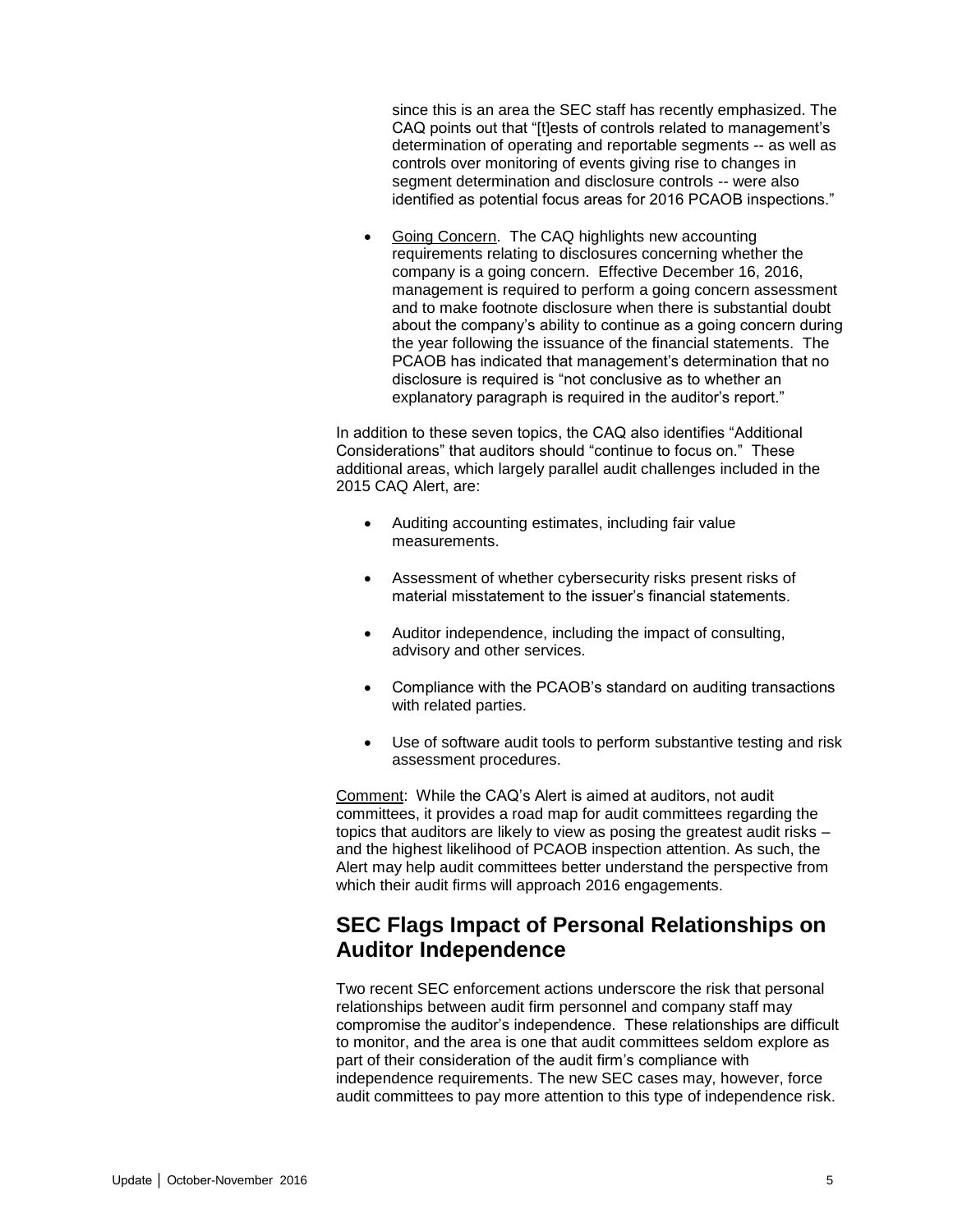since this is an area the SEC staff has recently emphasized. The CAQ points out that "[t]ests of controls related to management's determination of operating and reportable segments -- as well as controls over monitoring of events giving rise to changes in segment determination and disclosure controls -- were also identified as potential focus areas for 2016 PCAOB inspections."

- Going Concern. The CAQ highlights new accounting requirements relating to disclosures concerning whether the company is a going concern. Effective December 16, 2016, management is required to perform a going concern assessment and to make footnote disclosure when there is substantial doubt about the company's ability to continue as a going concern during the year following the issuance of the financial statements. The PCAOB has indicated that management's determination that no disclosure is required is "not conclusive as to whether an explanatory paragraph is required in the auditor's report."

In addition to these seven topics, the CAQ also identifies "Additional Considerations" that auditors should "continue to focus on." These additional areas, which largely parallel audit challenges included in the 2015 CAQ Alert, are:

- Auditing accounting estimates, including fair value measurements.
- Assessment of whether cybersecurity risks present risks of material misstatement to the issuer's financial statements.
- Auditor independence, including the impact of consulting, advisory and other services.
- Compliance with the PCAOB's standard on auditing transactions with related parties.
- Use of software audit tools to perform substantive testing and risk assessment procedures.

Comment: While the CAQ's Alert is aimed at auditors, not audit committees, it provides a road map for audit committees regarding the topics that auditors are likely to view as posing the greatest audit risks – and the highest likelihood of PCAOB inspection attention. As such, the Alert may help audit committees better understand the perspective from which their audit firms will approach 2016 engagements.

## SEC Flags Impact of Personal Relationships on Auditor Independence

Two recent SEC enforcement actions underscore the risk that personal relationships between audit firm personnel and company staff may compromise the auditor's independence. These relationships are difficult to monitor, and the area is one that audit committees seldom explore as part of their consideration of the audit firm's compliance with independence requirements. The new SEC cases may, however, force audit committees to pay more attention to this type of independence risk.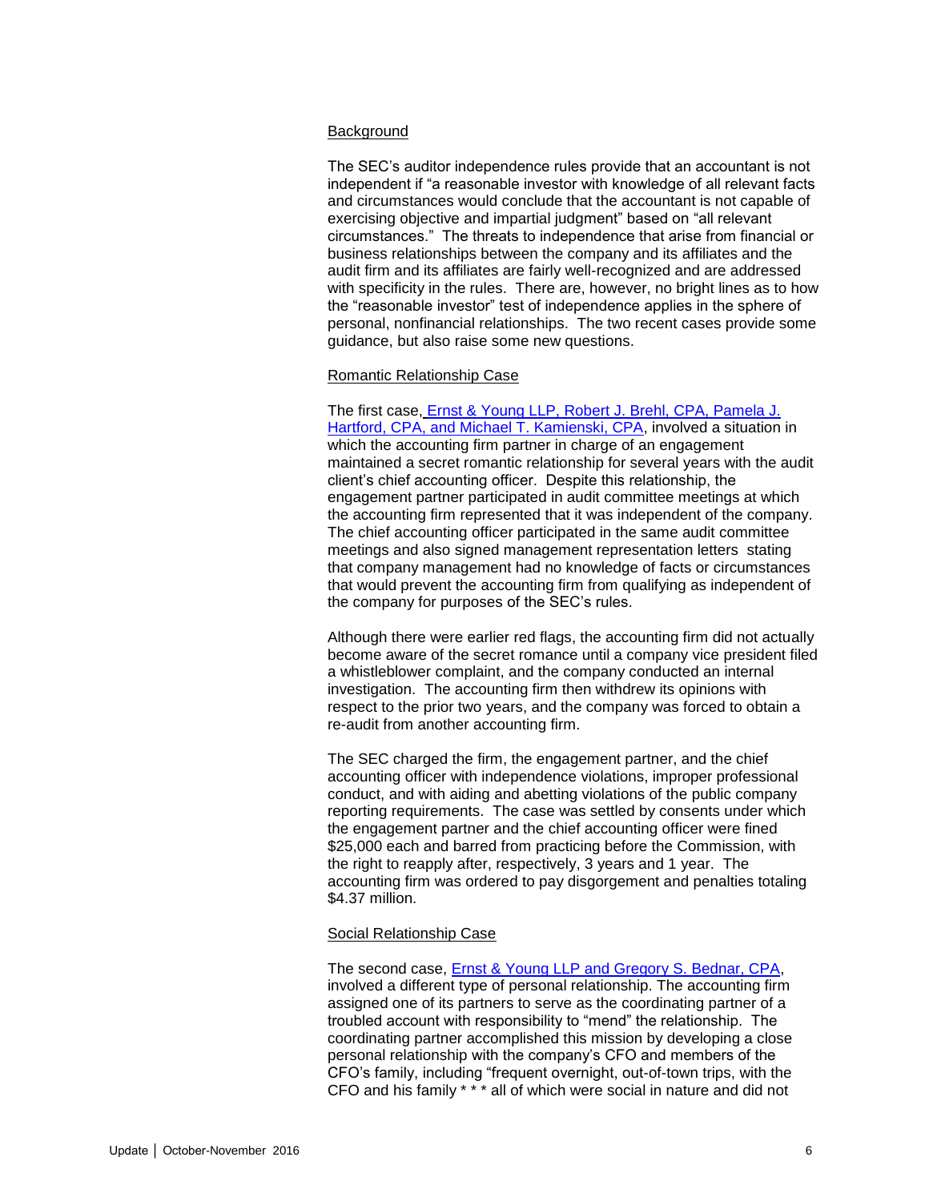## Background

The SEC's auditor independence rules provide that an accountant is not independent if "a reasonable investor with knowledge of all relevant facts and circumstances would conclude that the accountant is not capable of exercising objective and impartial judgment" based on "all relevant circumstances." The threats to independence that arise from financial or business relationships between the company and its affiliates and the audit firm and its affiliates are fairly well-recognized and are addressed with specificity in the rules. There are, however, no bright lines as to how the "reasonable investor" test of independence applies in the sphere of personal, nonfinancial relationships. The two recent cases provide some guidance, but also raise some new questions.

## Romantic Relationship Case

The first case, Ernst & Young LLP, Robert J. Brehl, CPA, Pamela J. Hartford, CPA, and Michael T. Kamienski, CPA, involved a situation in which the accounting firm partner in charge of an engagement maintained a secret romantic relationship for several years with the audit client's chief accounting officer. Despite this relationship, the engagement partner participated in audit committee meetings at which the accounting firm represented that it was independent of the company. The chief accounting officer participated in the same audit committee meetings and also signed management representation letters stating that company management had no knowledge of facts or circumstances that would prevent the accounting firm from qualifying as independent of the company for purposes of the SEC's rules.

Although there were earlier red flags, the accounting firm did not actually become aware of the secret romance until a company vice president filed a whistleblower complaint, and the company conducted an internal investigation. The accounting firm then withdrew its opinions with respect to the prior two years, and the company was forced to obtain a re-audit from another accounting firm.

The SEC charged the firm, the engagement partner, and the chief accounting officer with independence violations, improper professional conduct, and with aiding and abetting violations of the public company reporting requirements. The case was settled by consents under which the engagement partner and the chief accounting officer were fined $25,000 each and barred from practicing before the Commission, with the right to reapply after, respectively, 3 years and 1 year. The accounting firm was ordered to pay disgorgement and penalties totaling $4.37 million.

## Social Relationship Case

The second case, Ernst & Young LLP and Gregory S. Bednar, CPA, involved a different type of personal relationship. The accounting firm assigned one of its partners to serve as the coordinating partner of a troubled account with responsibility to "mend" the relationship. The coordinating partner accomplished this mission by developing a close personal relationship with the company's CFO and members of the CFO's family, including "frequent overnight, out-of-town trips, with the CFO and his family * * * all of which were social in nature and did not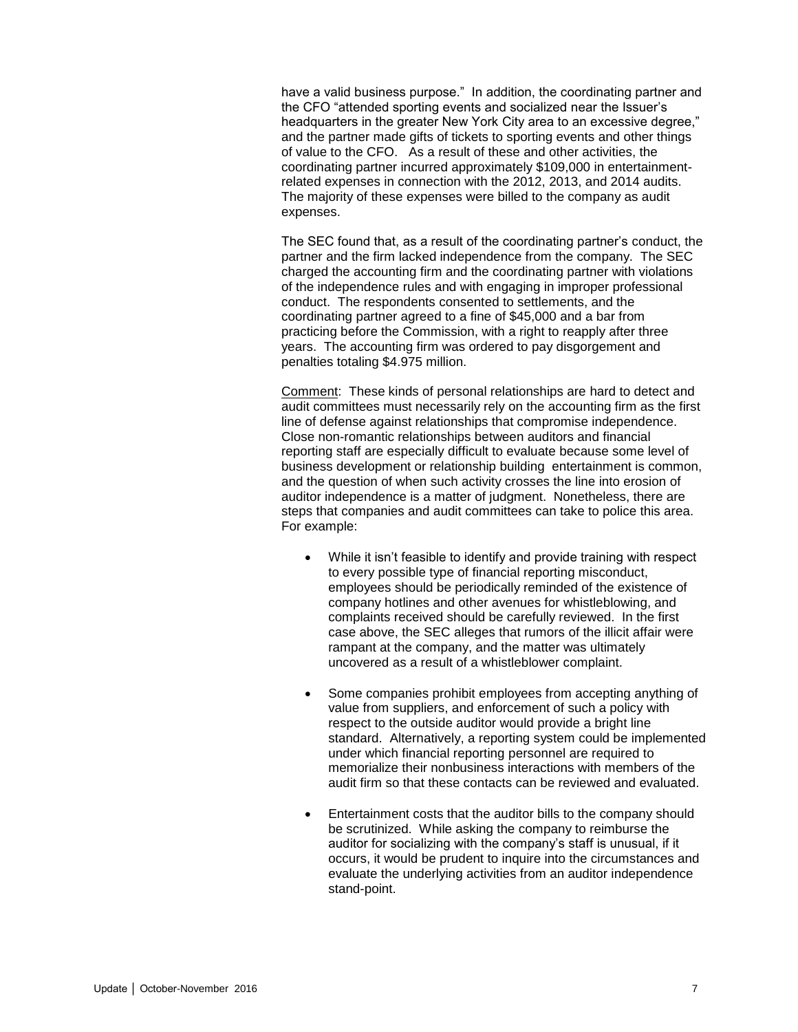have a valid business purpose." In addition, the coordinating partner and the CFO "attended sporting events and socialized near the Issuer's headquarters in the greater New York City area to an excessive degree," and the partner made gifts of tickets to sporting events and other things of value to the CFO. As a result of these and other activities, the coordinating partner incurred approximately $109,000 in entertainment-related expenses in connection with the 2012, 2013, and 2014 audits. The majority of these expenses were billed to the company as audit expenses.

The SEC found that, as a result of the coordinating partner's conduct, the partner and the firm lacked independence from the company. The SEC charged the accounting firm and the coordinating partner with violations of the independence rules and with engaging in improper professional conduct. The respondents consented to settlements, and the coordinating partner agreed to a fine of $45,000 and a bar from practicing before the Commission, with a right to reapply after three years. The accounting firm was ordered to pay disgorgement and penalties totaling $4.975 million.

Comment: These kinds of personal relationships are hard to detect and audit committees must necessarily rely on the accounting firm as the first line of defense against relationships that compromise independence. Close non-romantic relationships between auditors and financial reporting staff are especially difficult to evaluate because some level of business development or relationship building entertainment is common, and the question of when such activity crosses the line into erosion of auditor independence is a matter of judgment. Nonetheless, there are steps that companies and audit committees can take to police this area. For example:

- While it isn't feasible to identify and provide training with respect to every possible type of financial reporting misconduct, employees should be periodically reminded of the existence of company hotlines and other avenues for whistleblowing, and complaints received should be carefully reviewed. In the first case above, the SEC alleges that rumors of the illicit affair were rampant at the company, and the matter was ultimately uncovered as a result of a whistleblower complaint.

- Some companies prohibit employees from accepting anything of value from suppliers, and enforcement of such a policy with respect to the outside auditor would provide a bright line standard. Alternatively, a reporting system could be implemented under which financial reporting personnel are required to memorialize their nonbusiness interactions with members of the audit firm so that these contacts can be reviewed and evaluated.

- Entertainment costs that the auditor bills to the company should be scrutinized. While asking the company to reimburse the auditor for socializing with the company's staff is unusual, if it occurs, it would be prudent to inquire into the circumstances and evaluate the underlying activities from an auditor independence stand-point.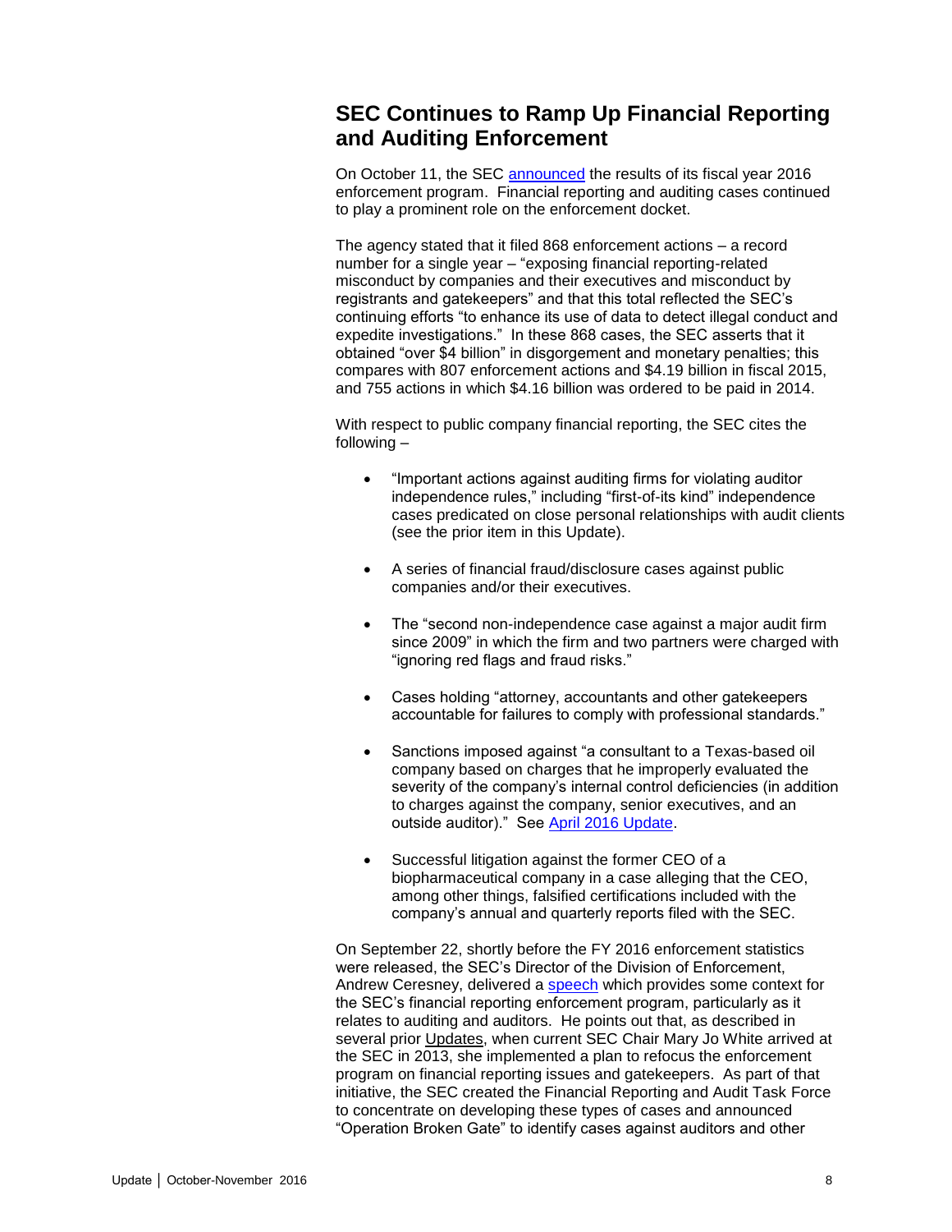## SEC Continues to Ramp Up Financial Reporting and Auditing Enforcement

On October 11, the SEC announced the results of its fiscal year 2016 enforcement program. Financial reporting and auditing cases continued to play a prominent role on the enforcement docket.

The agency stated that it filed 868 enforcement actions – a record number for a single year – "exposing financial reporting-related misconduct by companies and their executives and misconduct by registrants and gatekeepers" and that this total reflected the SEC's continuing efforts "to enhance its use of data to detect illegal conduct and expedite investigations." In these 868 cases, the SEC asserts that it obtained "over $4 billion" in disgorgement and monetary penalties; this compares with 807 enforcement actions and $4.19 billion in fiscal 2015, and 755 actions in which $4.16 billion was ordered to be paid in 2014.

With respect to public company financial reporting, the SEC cites the following –

- "Important actions against auditing firms for violating auditor independence rules," including "first-of-its kind" independence cases predicated on close personal relationships with audit clients (see the prior item in this Update).

- A series of financial fraud/disclosure cases against public companies and/or their executives.

- The "second non-independence case against a major audit firm since 2009" in which the firm and two partners were charged with "ignoring red flags and fraud risks."

- Cases holding "attorney, accountants and other gatekeepers accountable for failures to comply with professional standards."

- Sanctions imposed against "a consultant to a Texas-based oil company based on charges that he improperly evaluated the severity of the company's internal control deficiencies (in addition to charges against the company, senior executives, and an outside auditor)." See April 2016 Update.

- Successful litigation against the former CEO of a biopharmaceutical company in a case alleging that the CEO, among other things, falsified certifications included with the company's annual and quarterly reports filed with the SEC.

On September 22, shortly before the FY 2016 enforcement statistics were released, the SEC's Director of the Division of Enforcement, Andrew Ceresney, delivered a speech which provides some context for the SEC's financial reporting enforcement program, particularly as it relates to auditing and auditors. He points out that, as described in several prior Updates, when current SEC Chair Mary Jo White arrived at the SEC in 2013, she implemented a plan to refocus the enforcement program on financial reporting issues and gatekeepers. As part of that initiative, the SEC created the Financial Reporting and Audit Task Force to concentrate on developing these types of cases and announced "Operation Broken Gate" to identify cases against auditors and other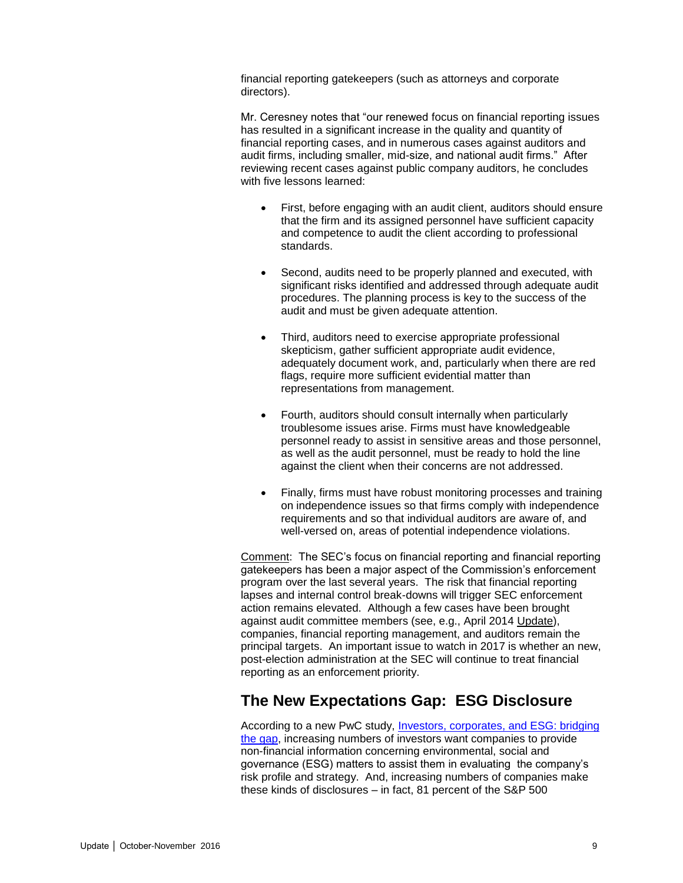financial reporting gatekeepers (such as attorneys and corporate directors).

Mr. Ceresney notes that "our renewed focus on financial reporting issues has resulted in a significant increase in the quality and quantity of financial reporting cases, and in numerous cases against auditors and audit firms, including smaller, mid-size, and national audit firms." After reviewing recent cases against public company auditors, he concludes with five lessons learned:

- First, before engaging with an audit client, auditors should ensure that the firm and its assigned personnel have sufficient capacity and competence to audit the client according to professional standards.
- Second, audits need to be properly planned and executed, with significant risks identified and addressed through adequate audit procedures. The planning process is key to the success of the audit and must be given adequate attention.
- Third, auditors need to exercise appropriate professional skepticism, gather sufficient appropriate audit evidence, adequately document work, and, particularly when there are red flags, require more sufficient evidential matter than representations from management.
- Fourth, auditors should consult internally when particularly troublesome issues arise. Firms must have knowledgeable personnel ready to assist in sensitive areas and those personnel, as well as the audit personnel, must be ready to hold the line against the client when their concerns are not addressed.
- Finally, firms must have robust monitoring processes and training on independence issues so that firms comply with independence requirements and so that individual auditors are aware of, and well-versed on, areas of potential independence violations.

Comment: The SEC's focus on financial reporting and financial reporting gatekeepers has been a major aspect of the Commission's enforcement program over the last several years. The risk that financial reporting lapses and internal control break-downs will trigger SEC enforcement action remains elevated. Although a few cases have been brought against audit committee members (see, e.g., April 2014 Update), companies, financial reporting management, and auditors remain the principal targets. An important issue to watch in 2017 is whether an new, post-election administration at the SEC will continue to treat financial reporting as an enforcement priority.

## The New Expectations Gap: ESG Disclosure

According to a new PwC study, Investors, corporates, and ESG: bridging the gap, increasing numbers of investors want companies to provide non-financial information concerning environmental, social and governance (ESG) matters to assist them in evaluating the company's risk profile and strategy. And, increasing numbers of companies make these kinds of disclosures – in fact, 81 percent of the S&P 500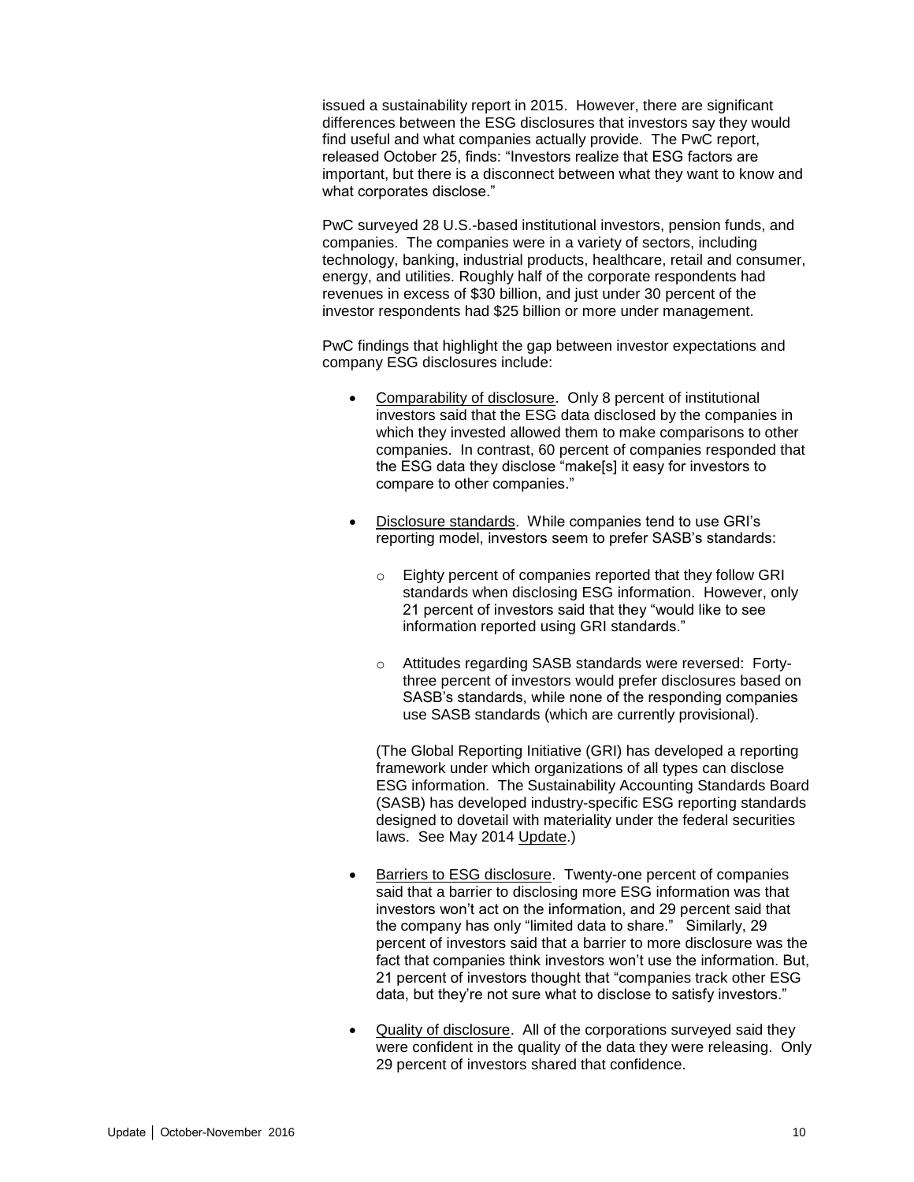issued a sustainability report in 2015. However, there are significant differences between the ESG disclosures that investors say they would find useful and what companies actually provide. The PwC report, released October 25, finds: "Investors realize that ESG factors are important, but there is a disconnect between what they want to know and what corporates disclose."

PwC surveyed 28 U.S.-based institutional investors, pension funds, and companies. The companies were in a variety of sectors, including technology, banking, industrial products, healthcare, retail and consumer, energy, and utilities. Roughly half of the corporate respondents had revenues in excess of $30 billion, and just under 30 percent of the investor respondents had $25 billion or more under management.

PwC findings that highlight the gap between investor expectations and company ESG disclosures include:

- Comparability of disclosure. Only 8 percent of institutional investors said that the ESG data disclosed by the companies in which they invested allowed them to make comparisons to other companies. In contrast, 60 percent of companies responded that the ESG data they disclose "make[s] it easy for investors to compare to other companies."

- Disclosure standards. While companies tend to use GRI's reporting model, investors seem to prefer SASB's standards:

  - Eighty percent of companies reported that they follow GRI standards when disclosing ESG information. However, only 21 percent of investors said that they "would like to see information reported using GRI standards."

  - Attitudes regarding SASB standards were reversed: Forty-three percent of investors would prefer disclosures based on SASB's standards, while none of the responding companies use SASB standards (which are currently provisional).

  (The Global Reporting Initiative (GRI) has developed a reporting framework under which organizations of all types can disclose ESG information. The Sustainability Accounting Standards Board (SASB) has developed industry-specific ESG reporting standards designed to dovetail with materiality under the federal securities laws. See May 2014 Update.)

- Barriers to ESG disclosure. Twenty-one percent of companies said that a barrier to disclosing more ESG information was that investors won't act on the information, and 29 percent said that the company has only "limited data to share." Similarly, 29 percent of investors said that a barrier to more disclosure was the fact that companies think investors won't use the information. But, 21 percent of investors thought that "companies track other ESG data, but they're not sure what to disclose to satisfy investors."

- Quality of disclosure. All of the corporations surveyed said they were confident in the quality of the data they were releasing. Only 29 percent of investors shared that confidence.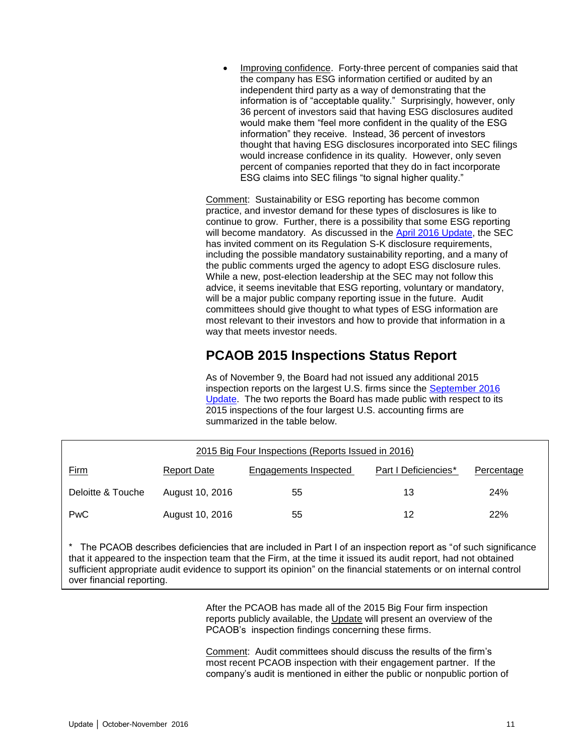- Improving confidence. Forty-three percent of companies said that the company has ESG information certified or audited by an independent third party as a way of demonstrating that the information is of "acceptable quality." Surprisingly, however, only 36 percent of investors said that having ESG disclosures audited would make them "feel more confident in the quality of the ESG information" they receive. Instead, 36 percent of investors thought that having ESG disclosures incorporated into SEC filings would increase confidence in its quality. However, only seven percent of companies reported that they do in fact incorporate ESG claims into SEC filings "to signal higher quality."

Comment: Sustainability or ESG reporting has become common practice, and investor demand for these types of disclosures is like to continue to grow. Further, there is a possibility that some ESG reporting will become mandatory. As discussed in the April 2016 Update, the SEC has invited comment on its Regulation S-K disclosure requirements, including the possible mandatory sustainability reporting, and a many of the public comments urged the agency to adopt ESG disclosure rules. While a new, post-election leadership at the SEC may not follow this advice, it seems inevitable that ESG reporting, voluntary or mandatory, will be a major public company reporting issue in the future. Audit committees should give thought to what types of ESG information are most relevant to their investors and how to provide that information in a way that meets investor needs.

## PCAOB 2015 Inspections Status Report

As of November 9, the Board had not issued any additional 2015 inspection reports on the largest U.S. firms since the September 2016 Update. The two reports the Board has made public with respect to its 2015 inspections of the four largest U.S. accounting firms are summarized in the table below.

2015 Big Four Inspections (Reports Issued in 2016)

| Firm | Report Date | Engagements Inspected | Part I Deficiencies* | Percentage |
|---|---|---|---|---|
| Deloitte & Touche | August 10, 2016 | 55 | 13 | 24% |
| PwC | August 10, 2016 | 55 | 12 | 22% |

\* The PCAOB describes deficiencies that are included in Part I of an inspection report as "of such significance that it appeared to the inspection team that the Firm, at the time it issued its audit report, had not obtained sufficient appropriate audit evidence to support its opinion" on the financial statements or on internal control over financial reporting.

After the PCAOB has made all of the 2015 Big Four firm inspection reports publicly available, the Update will present an overview of the PCAOB's inspection findings concerning these firms.

Comment: Audit committees should discuss the results of the firm's most recent PCAOB inspection with their engagement partner. If the company's audit is mentioned in either the public or nonpublic portion of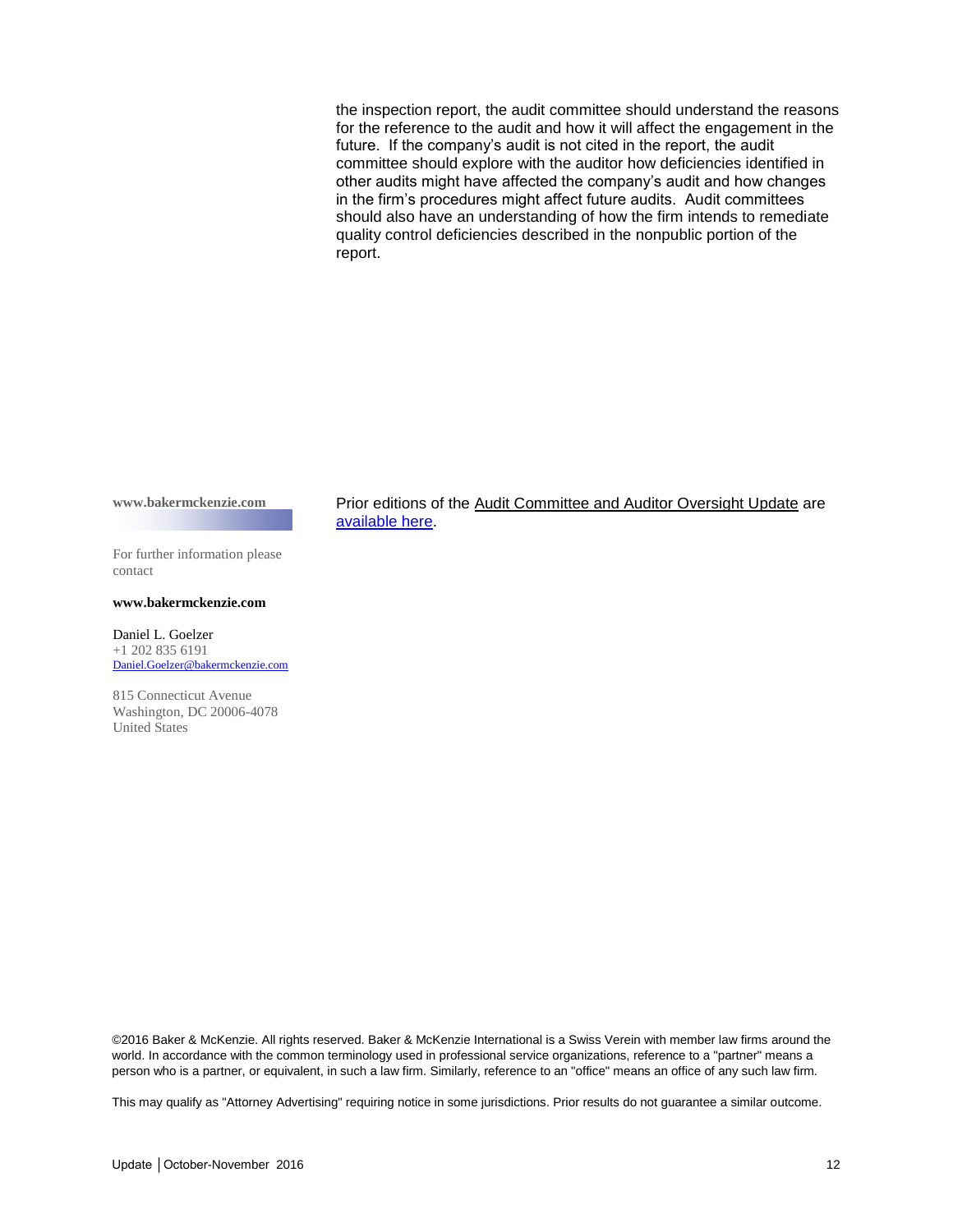the inspection report, the audit committee should understand the reasons for the reference to the audit and how it will affect the engagement in the future. If the company's audit is not cited in the report, the audit committee should explore with the auditor how deficiencies identified in other audits might have affected the company's audit and how changes in the firm's procedures might affect future audits. Audit committees should also have an understanding of how the firm intends to remediate quality control deficiencies described in the nonpublic portion of the report.

**www.bakermckenzie.com**

Prior editions of the Audit Committee and Auditor Oversight Update are available here.

For further information please contact

**www.bakermckenzie.com**

Daniel L. Goelzer
+1 202 835 6191
Daniel.Goelzer@bakermckenzie.com

815 Connecticut Avenue
Washington, DC 20006-4078
United States

©2016 Baker & McKenzie. All rights reserved. Baker & McKenzie International is a Swiss Verein with member law firms around the world. In accordance with the common terminology used in professional service organizations, reference to a "partner" means a person who is a partner, or equivalent, in such a law firm. Similarly, reference to an "office" means an office of any such law firm.

This may qualify as "Attorney Advertising" requiring notice in some jurisdictions. Prior results do not guarantee a similar outcome.